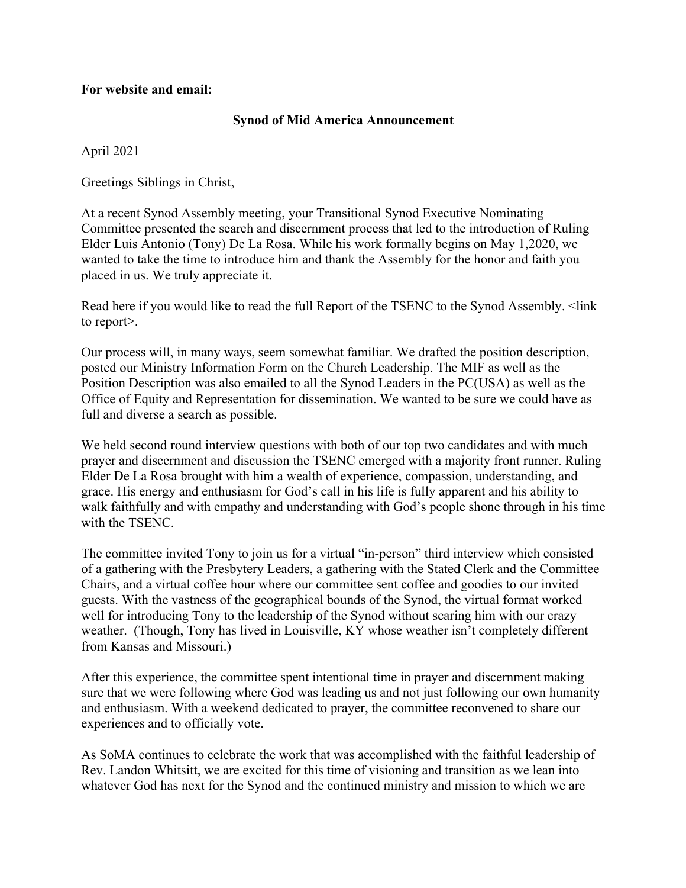**For website and email:**

**Synod of Mid America Announcement**

April 2021

Greetings Siblings in Christ,

At a recent Synod Assembly meeting, your Transitional Synod Executive Nominating Committee presented the search and discernment process that led to the introduction of Ruling Elder Luis Antonio (Tony) De La Rosa. While his work formally begins on May 1,2020, we wanted to take the time to introduce him and thank the Assembly for the honor and faith you placed in us. We truly appreciate it.

Read here if you would like to read the full Report of the TSENC to the Synod Assembly. <link to report>.

Our process will, in many ways, seem somewhat familiar. We drafted the position description, posted our Ministry Information Form on the Church Leadership. The MIF as well as the Position Description was also emailed to all the Synod Leaders in the PC(USA) as well as the Office of Equity and Representation for dissemination. We wanted to be sure we could have as full and diverse a search as possible.

We held second round interview questions with both of our top two candidates and with much prayer and discernment and discussion the TSENC emerged with a majority front runner. Ruling Elder De La Rosa brought with him a wealth of experience, compassion, understanding, and grace. His energy and enthusiasm for God's call in his life is fully apparent and his ability to walk faithfully and with empathy and understanding with God's people shone through in his time with the TSENC.

The committee invited Tony to join us for a virtual "in-person" third interview which consisted of a gathering with the Presbytery Leaders, a gathering with the Stated Clerk and the Committee Chairs, and a virtual coffee hour where our committee sent coffee and goodies to our invited guests. With the vastness of the geographical bounds of the Synod, the virtual format worked well for introducing Tony to the leadership of the Synod without scaring him with our crazy weather. (Though, Tony has lived in Louisville, KY whose weather isn't completely different from Kansas and Missouri.)

After this experience, the committee spent intentional time in prayer and discernment making sure that we were following where God was leading us and not just following our own humanity and enthusiasm. With a weekend dedicated to prayer, the committee reconvened to share our experiences and to officially vote.

As SoMA continues to celebrate the work that was accomplished with the faithful leadership of Rev. Landon Whitsitt, we are excited for this time of visioning and transition as we lean into whatever God has next for the Synod and the continued ministry and mission to which we are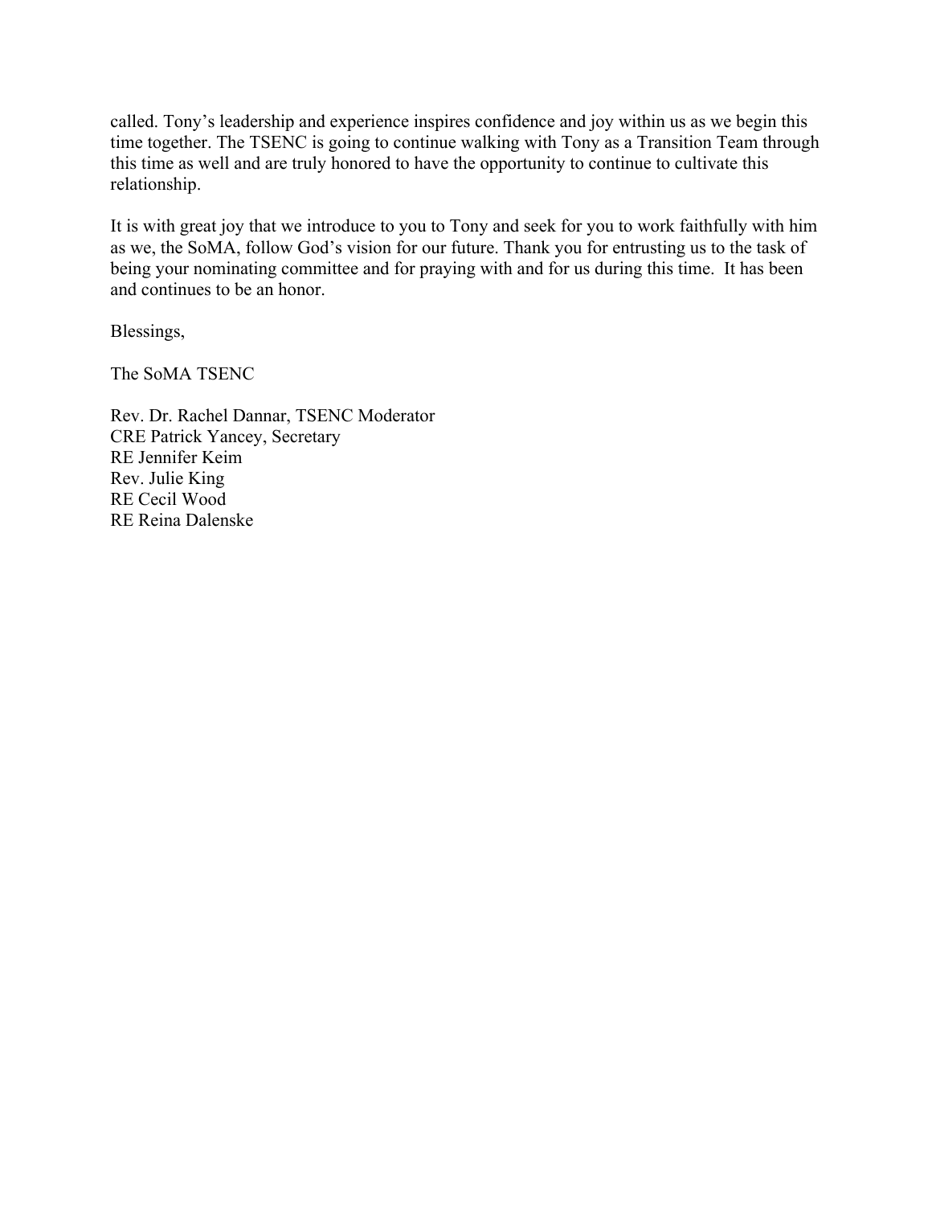called. Tony's leadership and experience inspires confidence and joy within us as we begin this time together. The TSENC is going to continue walking with Tony as a Transition Team through this time as well and are truly honored to have the opportunity to continue to cultivate this relationship.

It is with great joy that we introduce to you to Tony and seek for you to work faithfully with him as we, the SoMA, follow God's vision for our future. Thank you for entrusting us to the task of being your nominating committee and for praying with and for us during this time. It has been and continues to be an honor.

Blessings,

The SoMA TSENC

Rev. Dr. Rachel Dannar, TSENC Moderator
CRE Patrick Yancey, Secretary
RE Jennifer Keim
Rev. Julie King
RE Cecil Wood
RE Reina Dalenske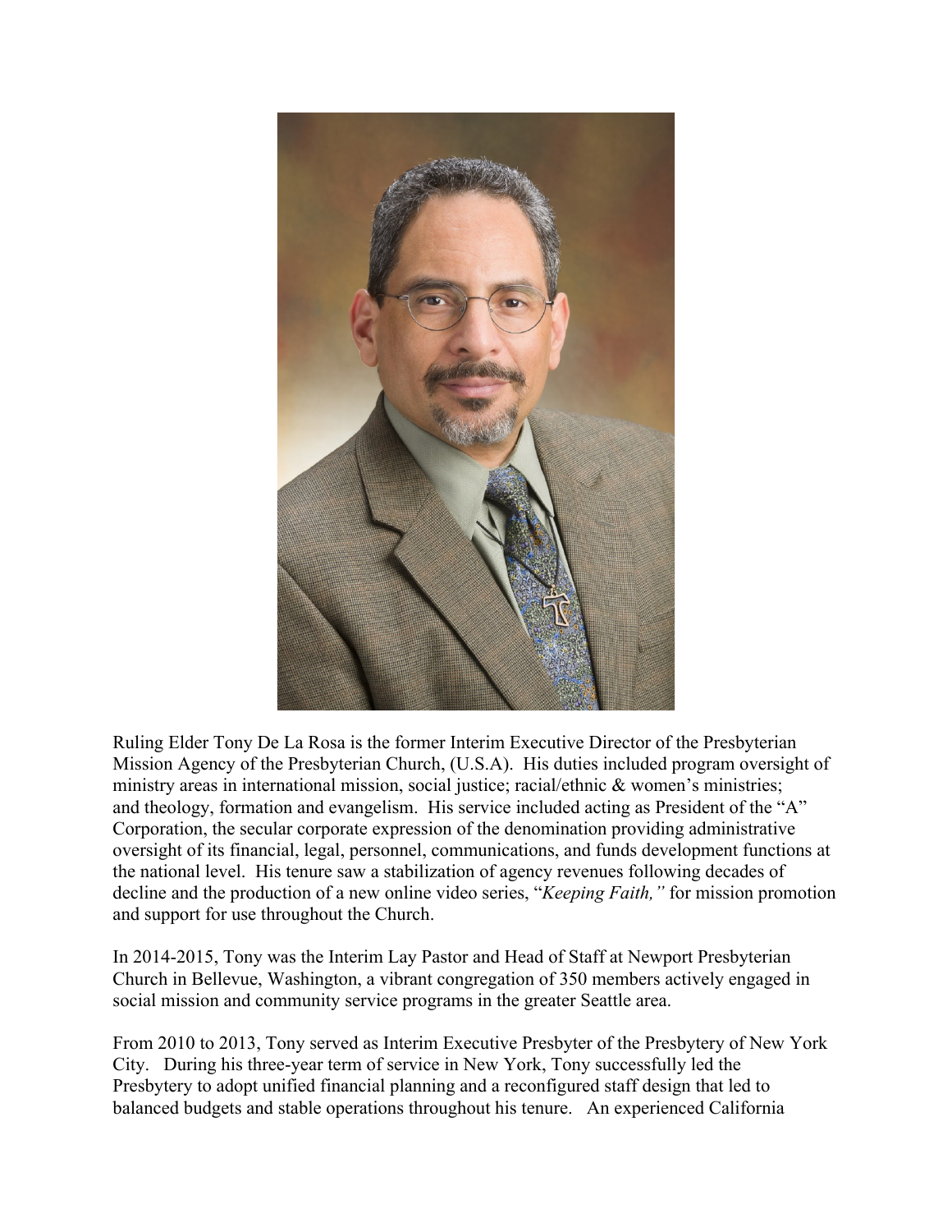Ruling Elder Tony De La Rosa is the former Interim Executive Director of the Presbyterian Mission Agency of the Presbyterian Church, (U.S.A). His duties included program oversight of ministry areas in international mission, social justice; racial/ethnic & women's ministries; and theology, formation and evangelism. His service included acting as President of the "A" Corporation, the secular corporate expression of the denomination providing administrative oversight of its financial, legal, personnel, communications, and funds development functions at the national level. His tenure saw a stabilization of agency revenues following decades of decline and the production of a new online video series, "*Keeping Faith,"* for mission promotion and support for use throughout the Church.

In 2014-2015, Tony was the Interim Lay Pastor and Head of Staff at Newport Presbyterian Church in Bellevue, Washington, a vibrant congregation of 350 members actively engaged in social mission and community service programs in the greater Seattle area.

From 2010 to 2013, Tony served as Interim Executive Presbyter of the Presbytery of New York City. During his three-year term of service in New York, Tony successfully led the Presbytery to adopt unified financial planning and a reconfigured staff design that led to balanced budgets and stable operations throughout his tenure. An experienced California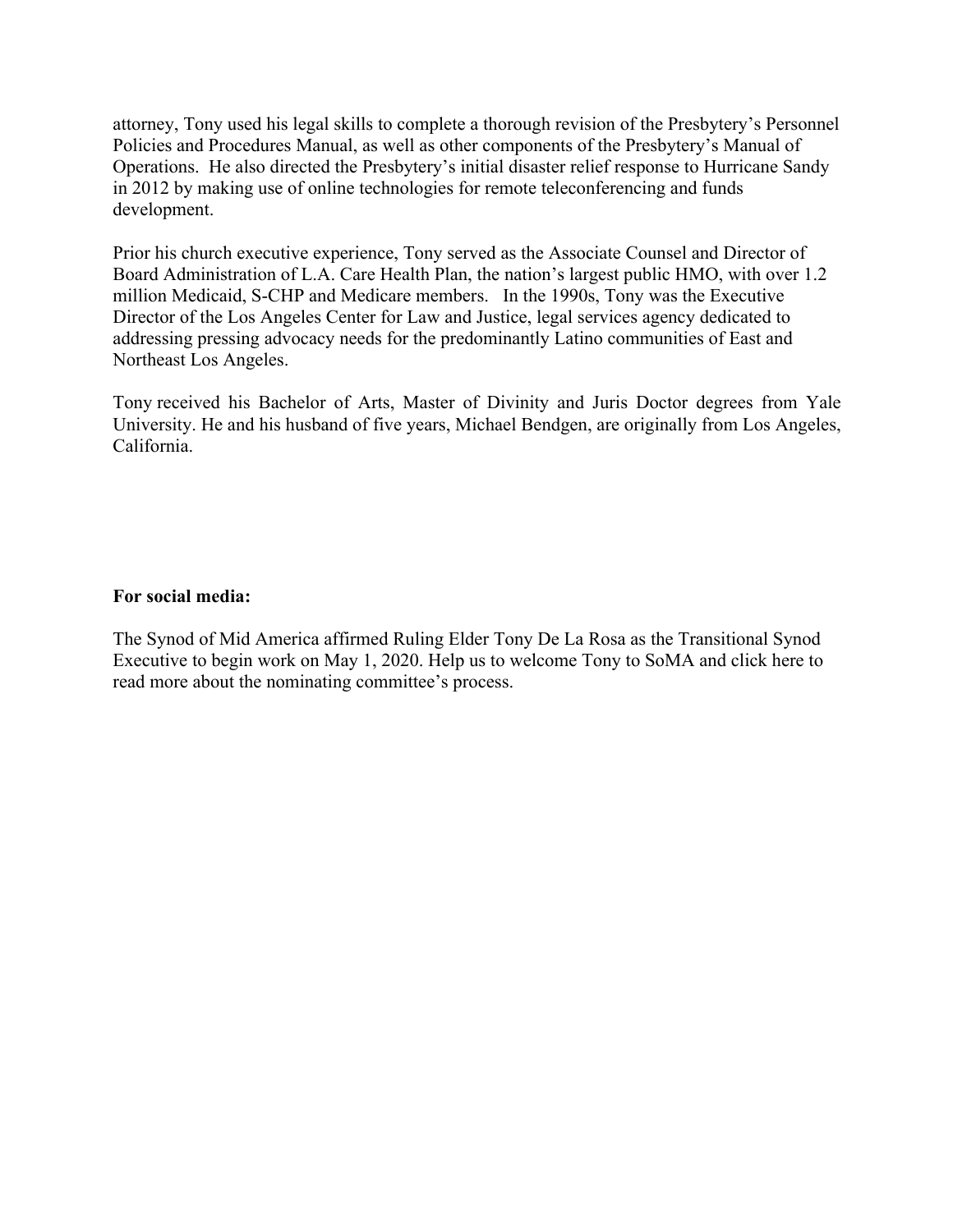attorney, Tony used his legal skills to complete a thorough revision of the Presbytery's Personnel Policies and Procedures Manual, as well as other components of the Presbytery's Manual of Operations. He also directed the Presbytery's initial disaster relief response to Hurricane Sandy in 2012 by making use of online technologies for remote teleconferencing and funds development.

Prior his church executive experience, Tony served as the Associate Counsel and Director of Board Administration of L.A. Care Health Plan, the nation's largest public HMO, with over 1.2 million Medicaid, S-CHP and Medicare members. In the 1990s, Tony was the Executive Director of the Los Angeles Center for Law and Justice, legal services agency dedicated to addressing pressing advocacy needs for the predominantly Latino communities of East and Northeast Los Angeles.

Tony received his Bachelor of Arts, Master of Divinity and Juris Doctor degrees from Yale University. He and his husband of five years, Michael Bendgen, are originally from Los Angeles, California.

**For social media:**

The Synod of Mid America affirmed Ruling Elder Tony De La Rosa as the Transitional Synod Executive to begin work on May 1, 2020. Help us to welcome Tony to SoMA and click here to read more about the nominating committee's process.